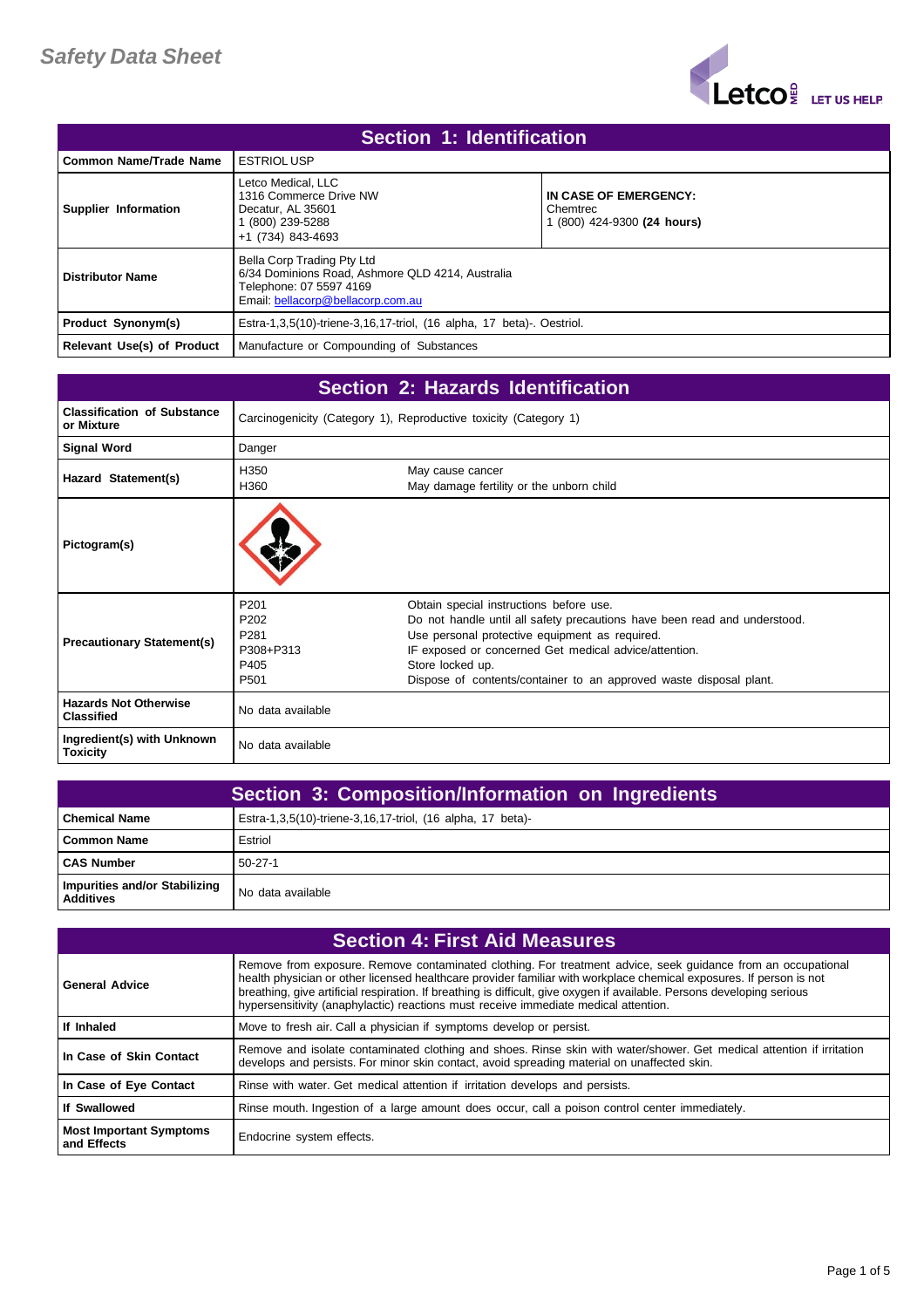# Safety Data Sheet

Letco MED LET US HELP

## Section 1: Identification

| | | |
|---|---|---|
| **Common Name/Trade Name** | ESTRIOL USP | |
| **Supplier Information** | Letco Medical, LLC<br>1316 Commerce Drive NW<br>Decatur, AL 35601<br>1 (800) 239-5288<br>+1 (734) 843-4693 | **IN CASE OF EMERGENCY:**<br>Chemtrec<br>1 (800) 424-9300 **(24 hours)** |
| **Distributor Name** | Bella Corp Trading Pty Ltd<br>6/34 Dominions Road, Ashmore QLD 4214, Australia<br>Telephone: 07 5597 4169<br>Email: bellacorp@bellacorp.com.au | |
| **Product Synonym(s)** | Estra-1,3,5(10)-triene-3,16,17-triol, (16 alpha, 17 beta)-. Oestriol. | |
| **Relevant Use(s) of Product** | Manufacture or Compounding of Substances | |

## Section 2: Hazards Identification

| | | |
|---|---|---|
| **Classification of Substance or Mixture** | Carcinogenicity (Category 1), Reproductive toxicity (Category 1) | |
| **Signal Word** | Danger | |
| **Hazard Statement(s)** | H350<br>H360 | May cause cancer<br>May damage fertility or the unborn child |
| **Pictogram(s)** | | |
| **Precautionary Statement(s)** | P201<br>P202<br>P281<br>P308+P313<br>P405<br>P501 | Obtain special instructions before use.<br>Do not handle until all safety precautions have been read and understood.<br>Use personal protective equipment as required.<br>IF exposed or concerned Get medical advice/attention.<br>Store locked up.<br>Dispose of contents/container to an approved waste disposal plant. |
| **Hazards Not Otherwise Classified** | No data available | |
| **Ingredient(s) with Unknown Toxicity** | No data available | |

## Section 3: Composition/Information on Ingredients

| | |
|---|---|
| **Chemical Name** | Estra-1,3,5(10)-triene-3,16,17-triol, (16 alpha, 17 beta)- |
| **Common Name** | Estriol |
| **CAS Number** | 50-27-1 |
| **Impurities and/or Stabilizing Additives** | No data available |

## Section 4: First Aid Measures

| | |
|---|---|
| **General Advice** | Remove from exposure. Remove contaminated clothing. For treatment advice, seek guidance from an occupational health physician or other licensed healthcare provider familiar with workplace chemical exposures. If person is not breathing, give artificial respiration. If breathing is difficult, give oxygen if available. Persons developing serious hypersensitivity (anaphylactic) reactions must receive immediate medical attention. |
| **If Inhaled** | Move to fresh air. Call a physician if symptoms develop or persist. |
| **In Case of Skin Contact** | Remove and isolate contaminated clothing and shoes. Rinse skin with water/shower. Get medical attention if irritation develops and persists. For minor skin contact, avoid spreading material on unaffected skin. |
| **In Case of Eye Contact** | Rinse with water. Get medical attention if irritation develops and persists. |
| **If Swallowed** | Rinse mouth. Ingestion of a large amount does occur, call a poison control center immediately. |
| **Most Important Symptoms and Effects** | Endocrine system effects. |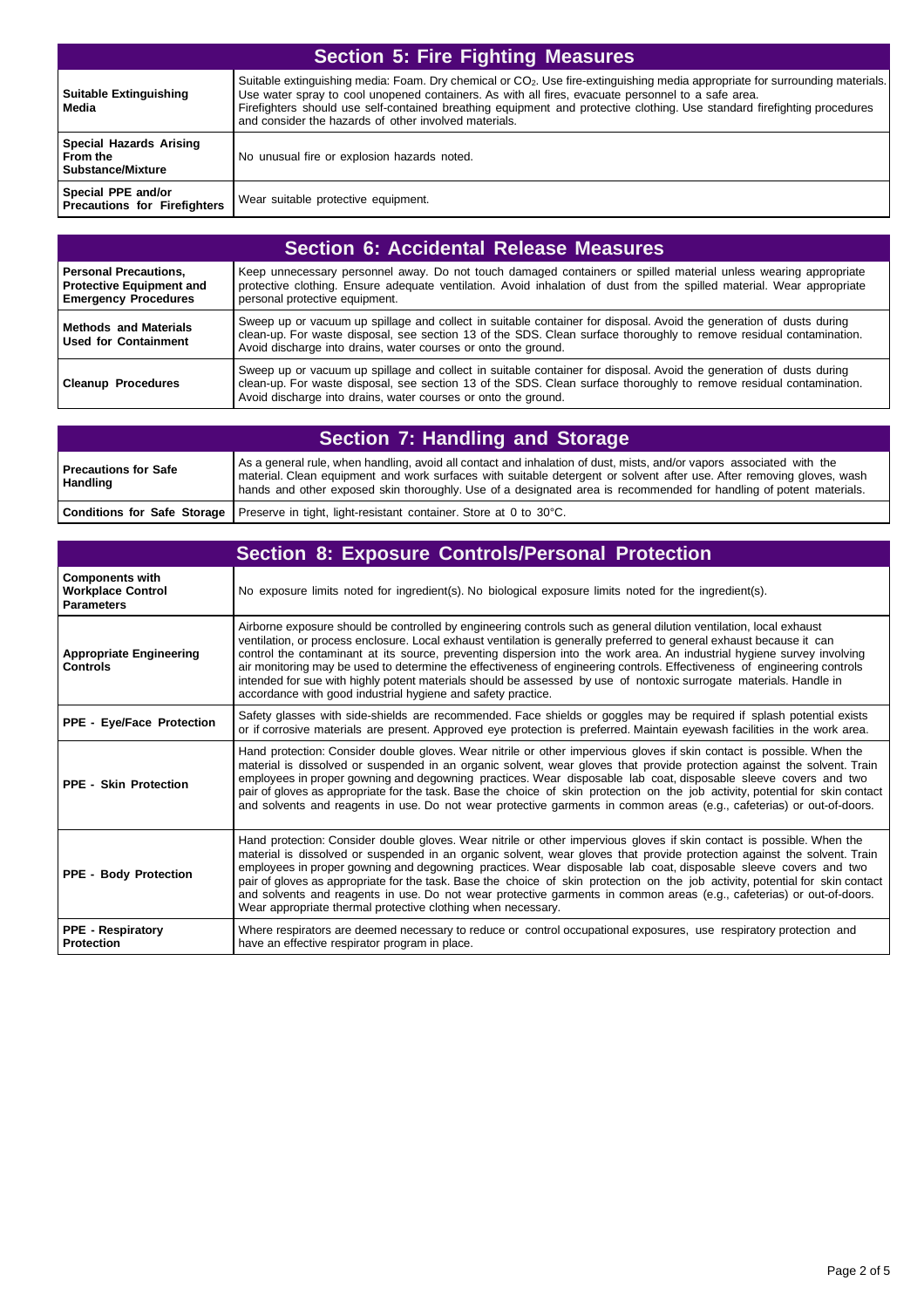## Section 5: Fire Fighting Measures

| | |
|---|---|
| **Suitable Extinguishing Media** | Suitable extinguishing media: Foam. Dry chemical or $CO_2$. Use fire-extinguishing media appropriate for surrounding materials. Use water spray to cool unopened containers. As with all fires, evacuate personnel to a safe area. Firefighters should use self-contained breathing equipment and protective clothing. Use standard firefighting procedures and consider the hazards of other involved materials. |
| **Special Hazards Arising From the Substance/Mixture** | No unusual fire or explosion hazards noted. |
| **Special PPE and/or Precautions for Firefighters** | Wear suitable protective equipment. |

## Section 6: Accidental Release Measures

| | |
|---|---|
| **Personal Precautions, Protective Equipment and Emergency Procedures** | Keep unnecessary personnel away. Do not touch damaged containers or spilled material unless wearing appropriate protective clothing. Ensure adequate ventilation. Avoid inhalation of dust from the spilled material. Wear appropriate personal protective equipment. |
| **Methods and Materials Used for Containment** | Sweep up or vacuum up spillage and collect in suitable container for disposal. Avoid the generation of dusts during clean-up. For waste disposal, see section 13 of the SDS. Clean surface thoroughly to remove residual contamination. Avoid discharge into drains, water courses or onto the ground. |
| **Cleanup Procedures** | Sweep up or vacuum up spillage and collect in suitable container for disposal. Avoid the generation of dusts during clean-up. For waste disposal, see section 13 of the SDS. Clean surface thoroughly to remove residual contamination. Avoid discharge into drains, water courses or onto the ground. |

## Section 7: Handling and Storage

| | |
|---|---|
| **Precautions for Safe Handling** | As a general rule, when handling, avoid all contact and inhalation of dust, mists, and/or vapors associated with the material. Clean equipment and work surfaces with suitable detergent or solvent after use. After removing gloves, wash hands and other exposed skin thoroughly. Use of a designated area is recommended for handling of potent materials. |
| **Conditions for Safe Storage** | Preserve in tight, light-resistant container. Store at 0 to 30°C. |

## Section 8: Exposure Controls/Personal Protection

| | |
|---|---|
| **Components with Workplace Control Parameters** | No exposure limits noted for ingredient(s). No biological exposure limits noted for the ingredient(s). |
| **Appropriate Engineering Controls** | Airborne exposure should be controlled by engineering controls such as general dilution ventilation, local exhaust ventilation, or process enclosure. Local exhaust ventilation is generally preferred to general exhaust because it can control the contaminant at its source, preventing dispersion into the work area. An industrial hygiene survey involving air monitoring may be used to determine the effectiveness of engineering controls. Effectiveness of engineering controls intended for sue with highly potent materials should be assessed by use of nontoxic surrogate materials. Handle in accordance with good industrial hygiene and safety practice. |
| **PPE - Eye/Face Protection** | Safety glasses with side-shields are recommended. Face shields or goggles may be required if splash potential exists or if corrosive materials are present. Approved eye protection is preferred. Maintain eyewash facilities in the work area. |
| **PPE - Skin Protection** | Hand protection: Consider double gloves. Wear nitrile or other impervious gloves if skin contact is possible. When the material is dissolved or suspended in an organic solvent, wear gloves that provide protection against the solvent. Train employees in proper gowning and degowning practices. Wear disposable lab coat, disposable sleeve covers and two pair of gloves as appropriate for the task. Base the choice of skin protection on the job activity, potential for skin contact and solvents and reagents in use. Do not wear protective garments in common areas (e.g., cafeterias) or out-of-doors. |
| **PPE - Body Protection** | Hand protection: Consider double gloves. Wear nitrile or other impervious gloves if skin contact is possible. When the material is dissolved or suspended in an organic solvent, wear gloves that provide protection against the solvent. Train employees in proper gowning and degowning practices. Wear disposable lab coat, disposable sleeve covers and two pair of gloves as appropriate for the task. Base the choice of skin protection on the job activity, potential for skin contact and solvents and reagents in use. Do not wear protective garments in common areas (e.g., cafeterias) or out-of-doors. Wear appropriate thermal protective clothing when necessary. |
| **PPE - Respiratory Protection** | Where respirators are deemed necessary to reduce or control occupational exposures, use respiratory protection and have an effective respirator program in place. |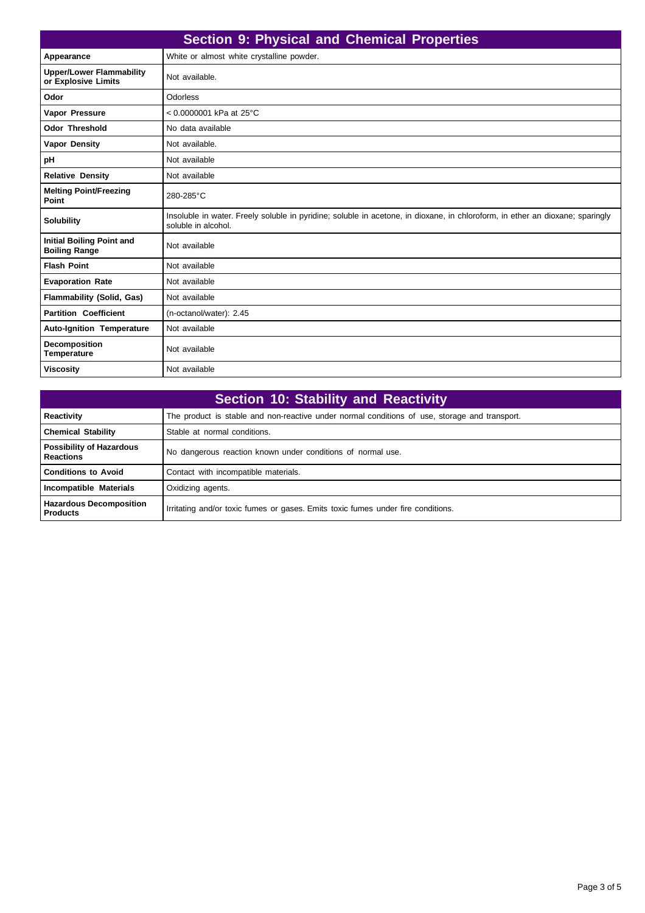## Section 9: Physical and Chemical Properties

| | |
|---|---|
| **Appearance** | White or almost white crystalline powder. |
| **Upper/Lower Flammability or Explosive Limits** | Not available. |
| **Odor** | Odorless |
| **Vapor Pressure** | < 0.0000001 kPa at 25°C |
| **Odor Threshold** | No data available |
| **Vapor Density** | Not available. |
| **pH** | Not available |
| **Relative Density** | Not available |
| **Melting Point/Freezing Point** | 280-285°C |
| **Solubility** | Insoluble in water. Freely soluble in pyridine; soluble in acetone, in dioxane, in chloroform, in ether an dioxane; sparingly soluble in alcohol. |
| **Initial Boiling Point and Boiling Range** | Not available |
| **Flash Point** | Not available |
| **Evaporation Rate** | Not available |
| **Flammability (Solid, Gas)** | Not available |
| **Partition Coefficient** | (n-octanol/water): 2.45 |
| **Auto-Ignition Temperature** | Not available |
| **Decomposition Temperature** | Not available |
| **Viscosity** | Not available |

## Section 10: Stability and Reactivity

| | |
|---|---|
| **Reactivity** | The product is stable and non-reactive under normal conditions of use, storage and transport. |
| **Chemical Stability** | Stable at normal conditions. |
| **Possibility of Hazardous Reactions** | No dangerous reaction known under conditions of normal use. |
| **Conditions to Avoid** | Contact with incompatible materials. |
| **Incompatible Materials** | Oxidizing agents. |
| **Hazardous Decomposition Products** | Irritating and/or toxic fumes or gases. Emits toxic fumes under fire conditions. |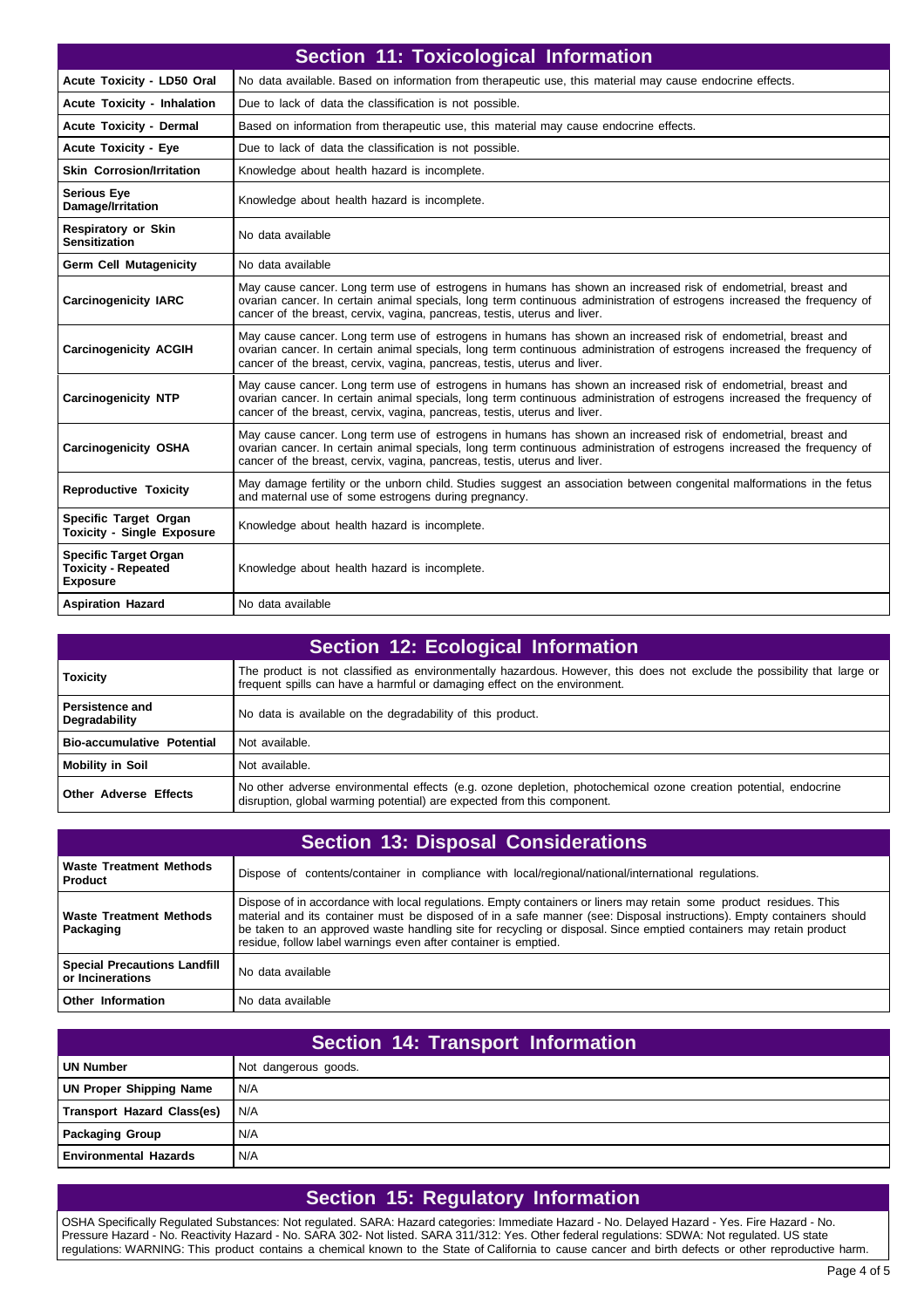## Section 11: Toxicological Information

| | |
|---|---|
| **Acute Toxicity - LD50 Oral** | No data available. Based on information from therapeutic use, this material may cause endocrine effects. |
| **Acute Toxicity - Inhalation** | Due to lack of data the classification is not possible. |
| **Acute Toxicity - Dermal** | Based on information from therapeutic use, this material may cause endocrine effects. |
| **Acute Toxicity - Eye** | Due to lack of data the classification is not possible. |
| **Skin Corrosion/Irritation** | Knowledge about health hazard is incomplete. |
| **Serious Eye Damage/Irritation** | Knowledge about health hazard is incomplete. |
| **Respiratory or Skin Sensitization** | No data available |
| **Germ Cell Mutagenicity** | No data available |
| **Carcinogenicity IARC** | May cause cancer. Long term use of estrogens in humans has shown an increased risk of endometrial, breast and ovarian cancer. In certain animal specials, long term continuous administration of estrogens increased the frequency of cancer of the breast, cervix, vagina, pancreas, testis, uterus and liver. |
| **Carcinogenicity ACGIH** | May cause cancer. Long term use of estrogens in humans has shown an increased risk of endometrial, breast and ovarian cancer. In certain animal specials, long term continuous administration of estrogens increased the frequency of cancer of the breast, cervix, vagina, pancreas, testis, uterus and liver. |
| **Carcinogenicity NTP** | May cause cancer. Long term use of estrogens in humans has shown an increased risk of endometrial, breast and ovarian cancer. In certain animal specials, long term continuous administration of estrogens increased the frequency of cancer of the breast, cervix, vagina, pancreas, testis, uterus and liver. |
| **Carcinogenicity OSHA** | May cause cancer. Long term use of estrogens in humans has shown an increased risk of endometrial, breast and ovarian cancer. In certain animal specials, long term continuous administration of estrogens increased the frequency of cancer of the breast, cervix, vagina, pancreas, testis, uterus and liver. |
| **Reproductive Toxicity** | May damage fertility or the unborn child. Studies suggest an association between congenital malformations in the fetus and maternal use of some estrogens during pregnancy. |
| **Specific Target Organ Toxicity - Single Exposure** | Knowledge about health hazard is incomplete. |
| **Specific Target Organ Toxicity - Repeated Exposure** | Knowledge about health hazard is incomplete. |
| **Aspiration Hazard** | No data available |

## Section 12: Ecological Information

| | |
|---|---|
| **Toxicity** | The product is not classified as environmentally hazardous. However, this does not exclude the possibility that large or frequent spills can have a harmful or damaging effect on the environment. |
| **Persistence and Degradability** | No data is available on the degradability of this product. |
| **Bio-accumulative Potential** | Not available. |
| **Mobility in Soil** | Not available. |
| **Other Adverse Effects** | No other adverse environmental effects (e.g. ozone depletion, photochemical ozone creation potential, endocrine disruption, global warming potential) are expected from this component. |

## Section 13: Disposal Considerations

| | |
|---|---|
| **Waste Treatment Methods Product** | Dispose of contents/container in compliance with local/regional/national/international regulations. |
| **Waste Treatment Methods Packaging** | Dispose of in accordance with local regulations. Empty containers or liners may retain some product residues. This material and its container must be disposed of in a safe manner (see: Disposal instructions). Empty containers should be taken to an approved waste handling site for recycling or disposal. Since emptied containers may retain product residue, follow label warnings even after container is emptied. |
| **Special Precautions Landfill or Incinerations** | No data available |
| **Other Information** | No data available |

## Section 14: Transport Information

| | |
|---|---|
| **UN Number** | Not dangerous goods. |
| **UN Proper Shipping Name** | N/A |
| **Transport Hazard Class(es)** | N/A |
| **Packaging Group** | N/A |
| **Environmental Hazards** | N/A |

## Section 15: Regulatory Information

OSHA Specifically Regulated Substances: Not regulated. SARA: Hazard categories: Immediate Hazard - No. Delayed Hazard - Yes. Fire Hazard - No. Pressure Hazard - No. Reactivity Hazard - No. SARA 302- Not listed. SARA 311/312: Yes. Other federal regulations: SDWA: Not regulated. US state regulations: WARNING: This product contains a chemical known to the State of California to cause cancer and birth defects or other reproductive harm.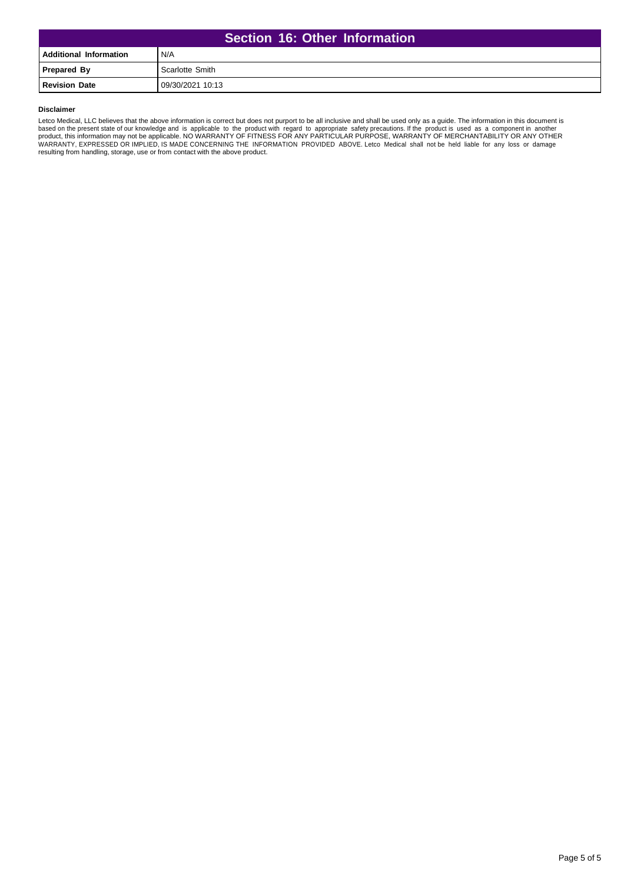## Section 16: Other Information

| | |
|---|---|
| **Additional Information** | N/A |
| **Prepared By** | Scarlotte Smith |
| **Revision Date** | 09/30/2021 10:13 |

**Disclaimer**

Letco Medical, LLC believes that the above information is correct but does not purport to be all inclusive and shall be used only as a guide. The information in this document is based on the present state of our knowledge and is applicable to the product with regard to appropriate safety precautions. If the product is used as a component in another product, this information may not be applicable. NO WARRANTY OF FITNESS FOR ANY PARTICULAR PURPOSE, WARRANTY OF MERCHANTABILITY OR ANY OTHER WARRANTY, EXPRESSED OR IMPLIED, IS MADE CONCERNING THE INFORMATION PROVIDED ABOVE. Letco Medical shall not be held liable for any loss or damage resulting from handling, storage, use or from contact with the above product.